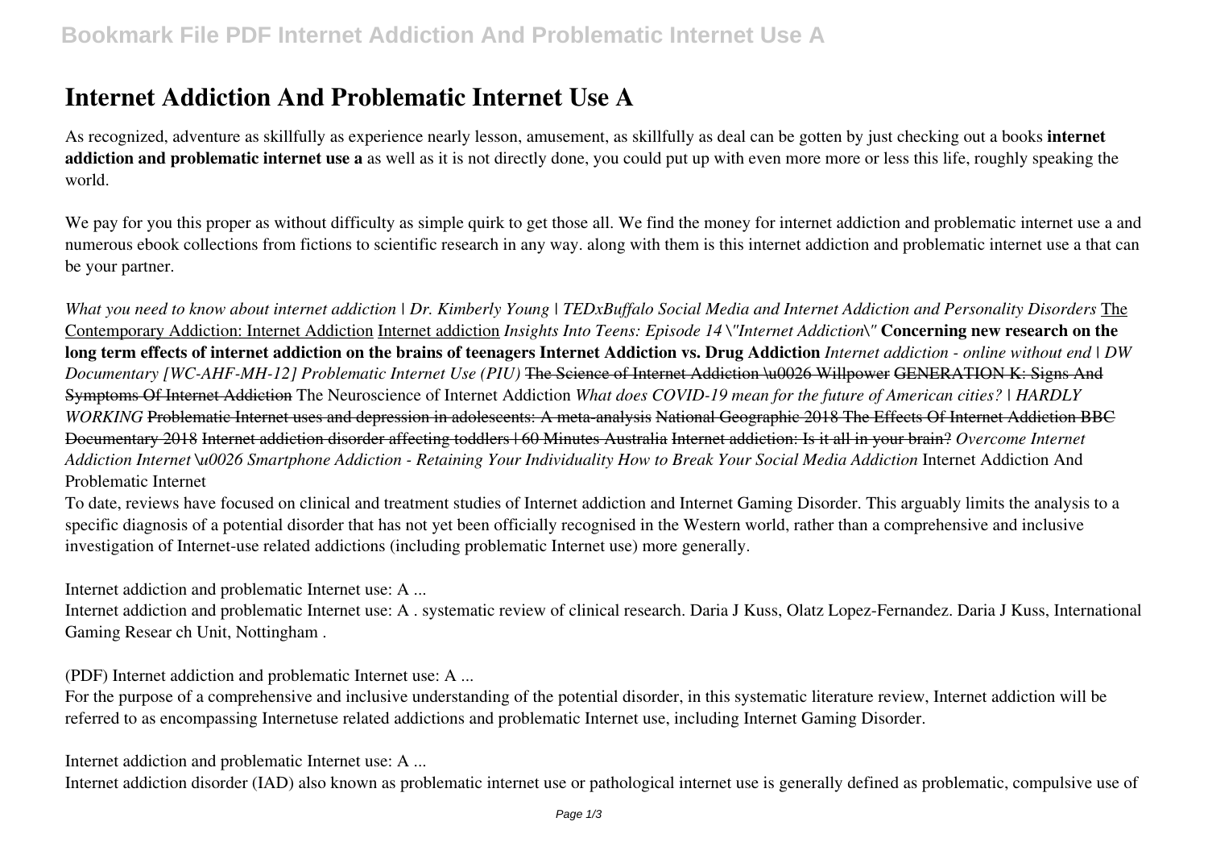# Internet Addiction And Problematic Internet Use A

As recognized, adventure as skillfully as experience nearly lesson, amusement, as skillfully as deal can be gotten by just checking out a books **internet addiction and problematic internet use a** as well as it is not directly done, you could put up with even more more or less this life, roughly speaking the world.

We pay for you this proper as without difficulty as simple quirk to get those all. We find the money for internet addiction and problematic internet use a and numerous ebook collections from fictions to scientific research in any way. along with them is this internet addiction and problematic internet use a that can be your partner.

*What you need to know about internet addiction | Dr. Kimberly Young | TEDxBuffalo* *Social Media and Internet Addiction and Personality Disorders* The Contemporary Addiction: Internet Addiction Internet addiction *Insights Into Teens: Episode 14 \"Internet Addiction\"* **Concerning new research on the long term effects of internet addiction on the brains of teenagers** **Internet Addiction vs. Drug Addiction** *Internet addiction - online without end | DW Documentary* *[WC-AHF-MH-12] Problematic Internet Use (PIU)* ~~The Science of Internet Addiction \u0026 Willpower~~ ~~GENERATION K: Signs And Symptoms Of Internet Addiction~~ The Neuroscience of Internet Addiction *What does COVID-19 mean for the future of American cities? | HARDLY WORKING* ~~Problematic Internet uses and depression in adolescents: A meta-analysis~~ ~~National Geographic 2018 The Effects Of Internet Addiction BBC Documentary 2018~~ ~~Internet addiction disorder affecting toddlers | 60 Minutes Australia~~ ~~Internet addiction: Is it all in your brain?~~ *Overcome Internet Addiction* *Internet \u0026 Smartphone Addiction - Retaining Your Individuality* *How to Break Your Social Media Addiction* Internet Addiction And Problematic Internet

To date, reviews have focused on clinical and treatment studies of Internet addiction and Internet Gaming Disorder. This arguably limits the analysis to a specific diagnosis of a potential disorder that has not yet been officially recognised in the Western world, rather than a comprehensive and inclusive investigation of Internet-use related addictions (including problematic Internet use) more generally.

Internet addiction and problematic Internet use: A ...

Internet addiction and problematic Internet use: A . systematic review of clinical research. Daria J Kuss, Olatz Lopez-Fernandez. Daria J Kuss, International Gaming Resear ch Unit, Nottingham .

(PDF) Internet addiction and problematic Internet use: A ...

For the purpose of a comprehensive and inclusive understanding of the potential disorder, in this systematic literature review, Internet addiction will be referred to as encompassing Internetuse related addictions and problematic Internet use, including Internet Gaming Disorder.

Internet addiction and problematic Internet use: A ...

Internet addiction disorder (IAD) also known as problematic internet use or pathological internet use is generally defined as problematic, compulsive use of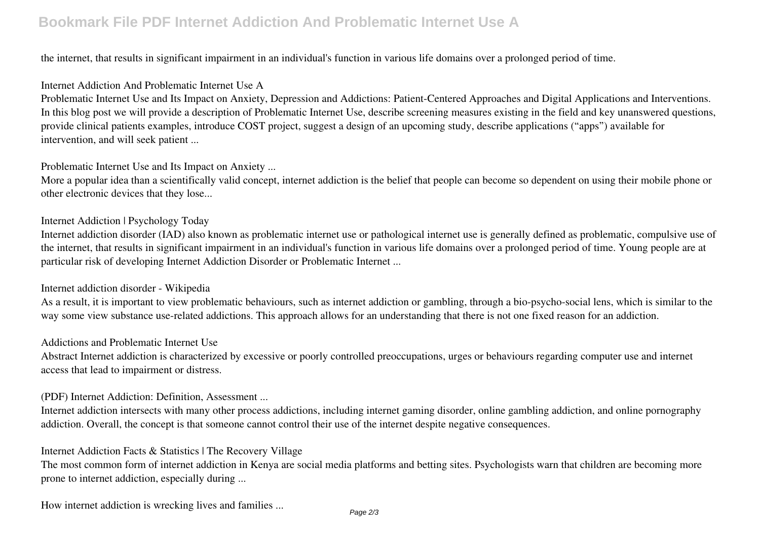the internet, that results in significant impairment in an individual's function in various life domains over a prolonged period of time.

Internet Addiction And Problematic Internet Use A

Problematic Internet Use and Its Impact on Anxiety, Depression and Addictions: Patient-Centered Approaches and Digital Applications and Interventions. In this blog post we will provide a description of Problematic Internet Use, describe screening measures existing in the field and key unanswered questions, provide clinical patients examples, introduce COST project, suggest a design of an upcoming study, describe applications ("apps") available for intervention, and will seek patient ...

Problematic Internet Use and Its Impact on Anxiety ...

More a popular idea than a scientifically valid concept, internet addiction is the belief that people can become so dependent on using their mobile phone or other electronic devices that they lose...

Internet Addiction | Psychology Today

Internet addiction disorder (IAD) also known as problematic internet use or pathological internet use is generally defined as problematic, compulsive use of the internet, that results in significant impairment in an individual's function in various life domains over a prolonged period of time. Young people are at particular risk of developing Internet Addiction Disorder or Problematic Internet ...

Internet addiction disorder - Wikipedia

As a result, it is important to view problematic behaviours, such as internet addiction or gambling, through a bio-psycho-social lens, which is similar to the way some view substance use-related addictions. This approach allows for an understanding that there is not one fixed reason for an addiction.

Addictions and Problematic Internet Use

Abstract Internet addiction is characterized by excessive or poorly controlled preoccupations, urges or behaviours regarding computer use and internet access that lead to impairment or distress.

(PDF) Internet Addiction: Definition, Assessment ...

Internet addiction intersects with many other process addictions, including internet gaming disorder, online gambling addiction, and online pornography addiction. Overall, the concept is that someone cannot control their use of the internet despite negative consequences.

Internet Addiction Facts & Statistics | The Recovery Village

The most common form of internet addiction in Kenya are social media platforms and betting sites. Psychologists warn that children are becoming more prone to internet addiction, especially during ...

How internet addiction is wrecking lives and families ...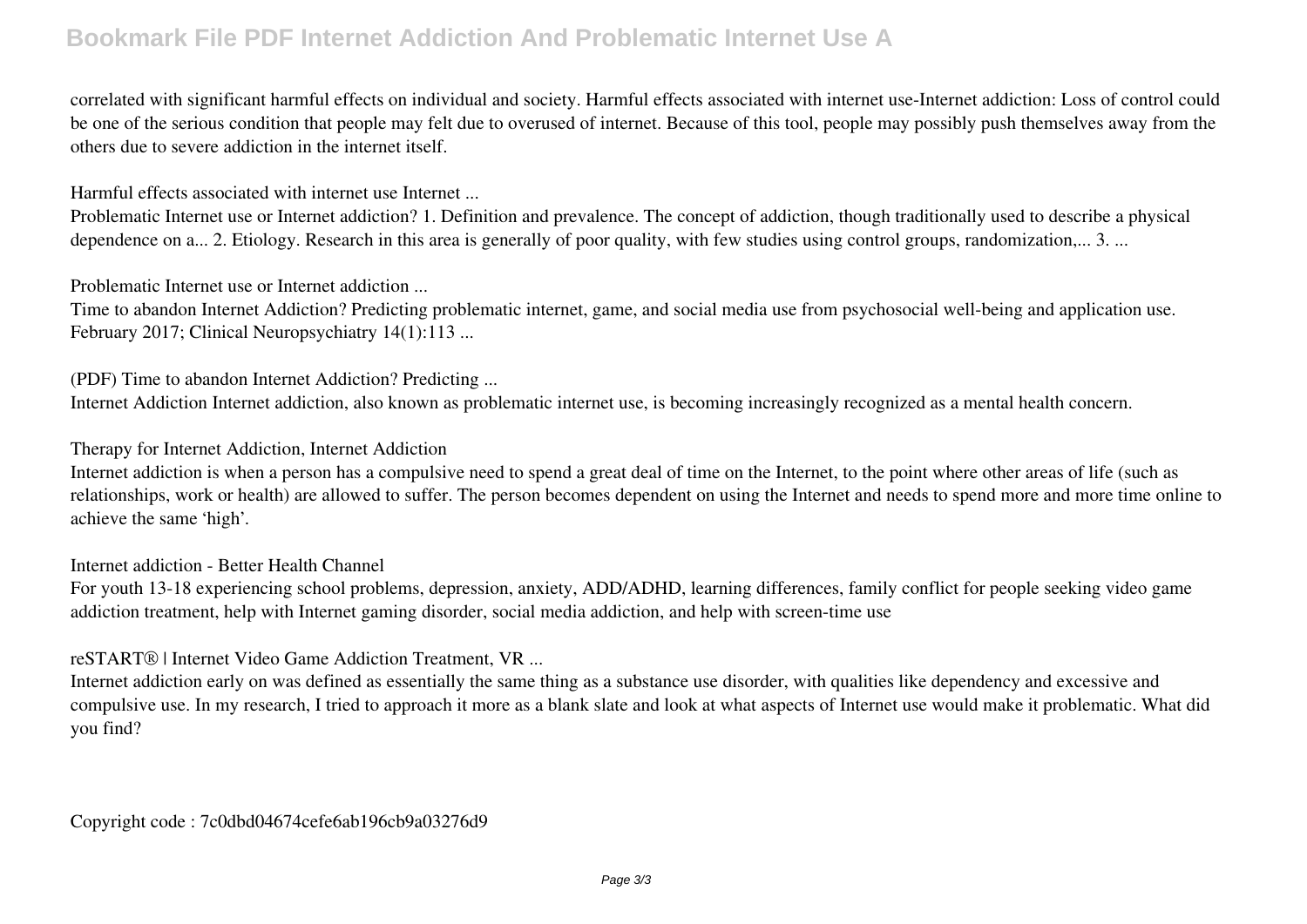correlated with significant harmful effects on individual and society. Harmful effects associated with internet use-Internet addiction: Loss of control could be one of the serious condition that people may felt due to overused of internet. Because of this tool, people may possibly push themselves away from the others due to severe addiction in the internet itself.

Harmful effects associated with internet use Internet ...

Problematic Internet use or Internet addiction? 1. Definition and prevalence. The concept of addiction, though traditionally used to describe a physical dependence on a... 2. Etiology. Research in this area is generally of poor quality, with few studies using control groups, randomization,... 3. ...

Problematic Internet use or Internet addiction ...

Time to abandon Internet Addiction? Predicting problematic internet, game, and social media use from psychosocial well-being and application use. February 2017; Clinical Neuropsychiatry 14(1):113 ...

(PDF) Time to abandon Internet Addiction? Predicting ...

Internet Addiction Internet addiction, also known as problematic internet use, is becoming increasingly recognized as a mental health concern.

Therapy for Internet Addiction, Internet Addiction

Internet addiction is when a person has a compulsive need to spend a great deal of time on the Internet, to the point where other areas of life (such as relationships, work or health) are allowed to suffer. The person becomes dependent on using the Internet and needs to spend more and more time online to achieve the same 'high'.

Internet addiction - Better Health Channel

For youth 13-18 experiencing school problems, depression, anxiety, ADD/ADHD, learning differences, family conflict for people seeking video game addiction treatment, help with Internet gaming disorder, social media addiction, and help with screen-time use

reSTART® | Internet Video Game Addiction Treatment, VR ...

Internet addiction early on was defined as essentially the same thing as a substance use disorder, with qualities like dependency and excessive and compulsive use. In my research, I tried to approach it more as a blank slate and look at what aspects of Internet use would make it problematic. What did you find?

Copyright code : 7c0dbd04674cefe6ab196cb9a03276d9